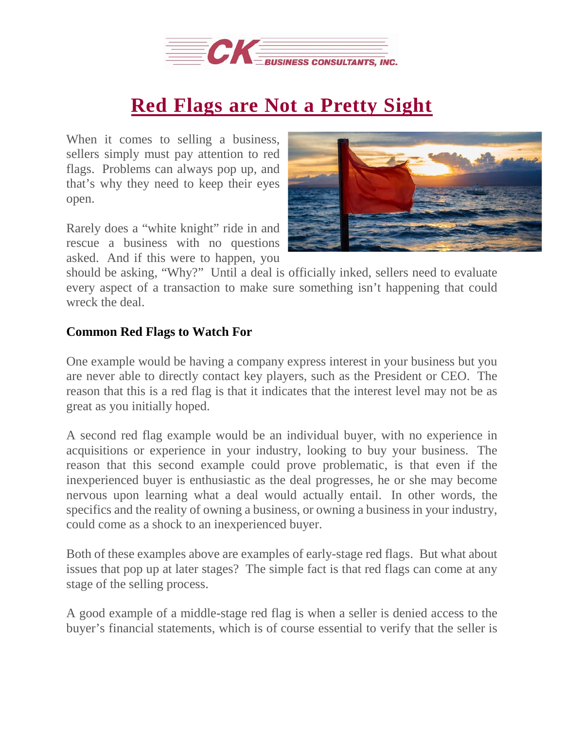# Red Flags are Not a Pretty Sight

When it comes to selling a business, sellers simply must pay attention to red flags. Problems can always pop up, and that's why they need to keep their eyes open.

Rarely does a "white knight" ride in and rescue a business with no questions asked. And if this were to happen, you should be asking, "Why?" Until a deal is officially inked, sellers need to evaluate every aspect of a transaction to make sure something isn't happening that could wreck the deal.

**Common Red Flags to Watch For**

One example would be having a company express interest in your business but you are never able to directly contact key players, such as the President or CEO. The reason that this is a red flag is that it indicates that the interest level may not be as great as you initially hoped.

A second red flag example would be an individual buyer, with no experience in acquisitions or experience in your industry, looking to buy your business. The reason that this second example could prove problematic, is that even if the inexperienced buyer is enthusiastic as the deal progresses, he or she may become nervous upon learning what a deal would actually entail. In other words, the specifics and the reality of owning a business, or owning a business in your industry, could come as a shock to an inexperienced buyer.

Both of these examples above are examples of early-stage red flags. But what about issues that pop up at later stages? The simple fact is that red flags can come at any stage of the selling process.

A good example of a middle-stage red flag is when a seller is denied access to the buyer's financial statements, which is of course essential to verify that the seller is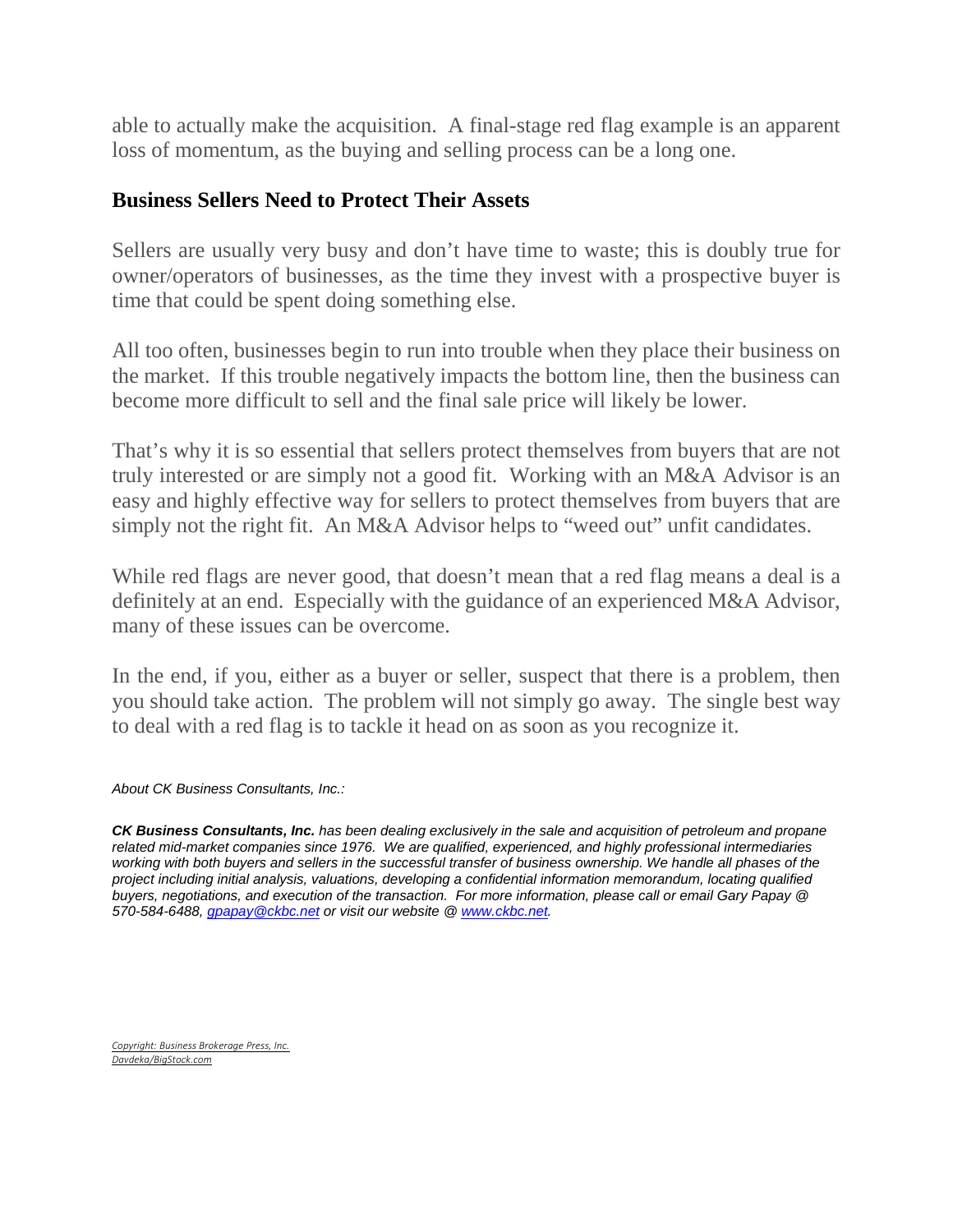able to actually make the acquisition. A final-stage red flag example is an apparent loss of momentum, as the buying and selling process can be a long one.

## Business Sellers Need to Protect Their Assets

Sellers are usually very busy and don't have time to waste; this is doubly true for owner/operators of businesses, as the time they invest with a prospective buyer is time that could be spent doing something else.

All too often, businesses begin to run into trouble when they place their business on the market. If this trouble negatively impacts the bottom line, then the business can become more difficult to sell and the final sale price will likely be lower.

That's why it is so essential that sellers protect themselves from buyers that are not truly interested or are simply not a good fit. Working with an M&A Advisor is an easy and highly effective way for sellers to protect themselves from buyers that are simply not the right fit. An M&A Advisor helps to "weed out" unfit candidates.

While red flags are never good, that doesn't mean that a red flag means a deal is a definitely at an end. Especially with the guidance of an experienced M&A Advisor, many of these issues can be overcome.

In the end, if you, either as a buyer or seller, suspect that there is a problem, then you should take action. The problem will not simply go away. The single best way to deal with a red flag is to tackle it head on as soon as you recognize it.

*About CK Business Consultants, Inc.:*

***CK Business Consultants, Inc.** has been dealing exclusively in the sale and acquisition of petroleum and propane related mid-market companies since 1976. We are qualified, experienced, and highly professional intermediaries working with both buyers and sellers in the successful transfer of business ownership. We handle all phases of the project including initial analysis, valuations, developing a confidential information memorandum, locating qualified buyers, negotiations, and execution of the transaction. For more information, please call or email Gary Papay @ 570-584-6488, gpapay@ckbc.net or visit our website @ www.ckbc.net.*

*Copyright: Business Brokerage Press, Inc.*
*Davdeka/BigStock.com*